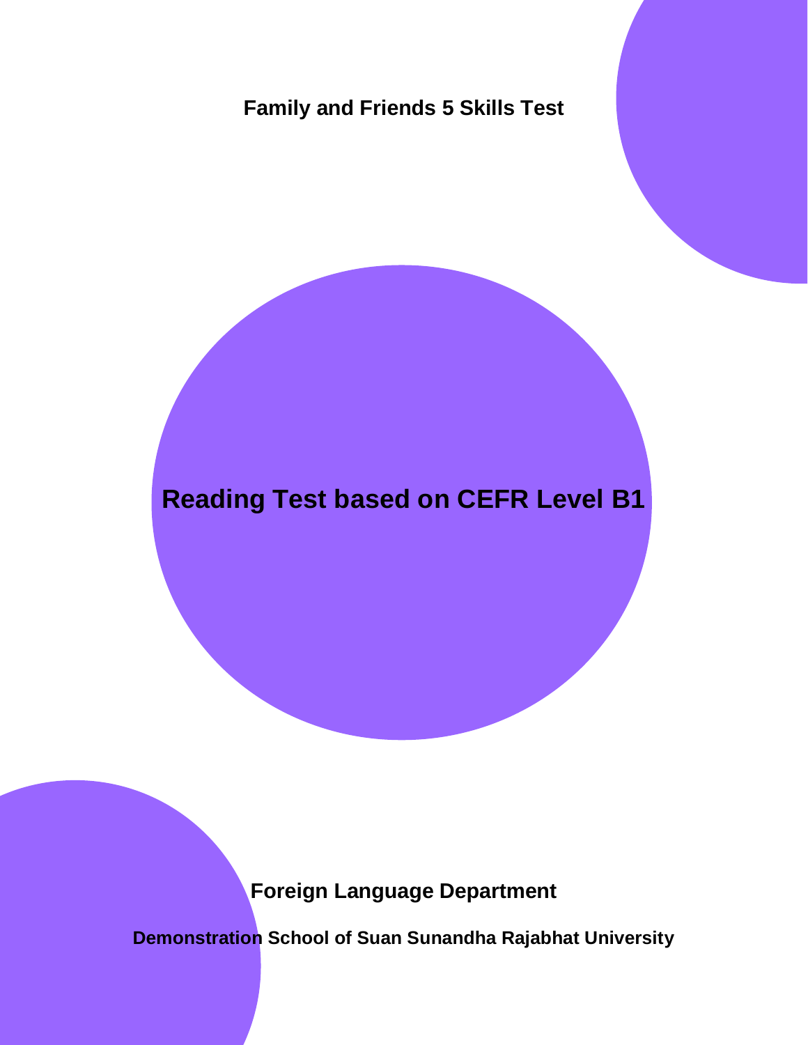**Family and Friends 5 Skills Test**

# Reading Test based on CEFR Level B1

**Foreign Language Department**

**Demonstration School of Suan Sunandha Rajabhat University**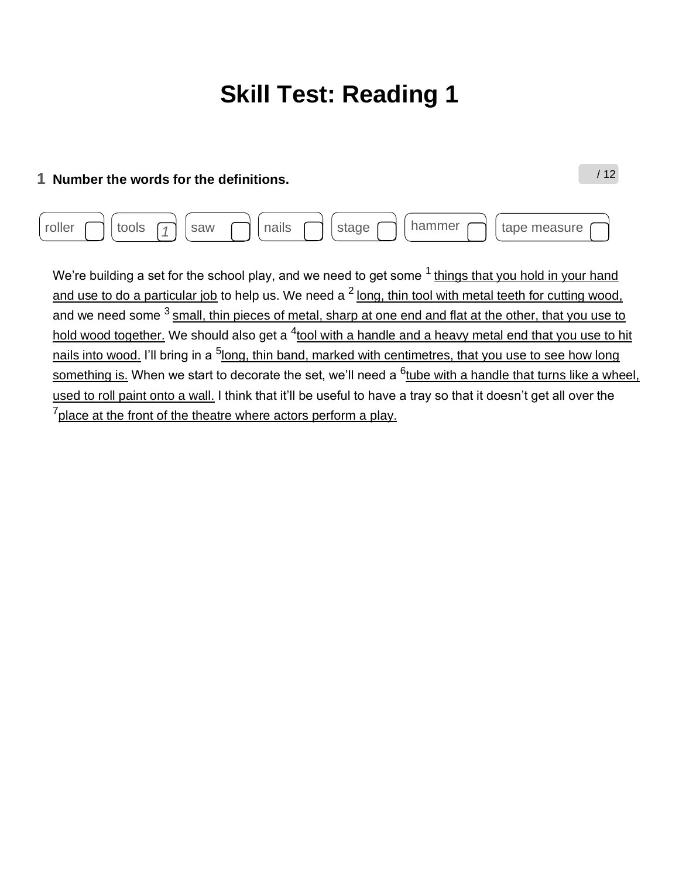# Skill Test: Reading 1

**1 Number the words for the definitions.** / 12

roller [ ] tools [1] saw [ ] nails [ ] stage [ ] hammer [ ] tape measure [ ]

We're building a set for the school play, and we need to get some [1] <u>things that you hold in your hand and use to do a particular job</u> to help us. We need a [2] <u>long, thin tool with metal teeth for cutting wood,</u> and we need some [3] <u>small, thin pieces of metal, sharp at one end and flat at the other, that you use to hold wood together.</u> We should also get a [4]<u>tool with a handle and a heavy metal end that you use to hit nails into wood.</u> I'll bring in a [5]<u>long, thin band, marked with centimetres, that you use to see how long something is.</u> When we start to decorate the set, we'll need a [6]<u>tube with a handle that turns like a wheel, used to roll paint onto a wall.</u> I think that it'll be useful to have a tray so that it doesn't get all over the [7]<u>place at the front of the theatre where actors perform a play.</u>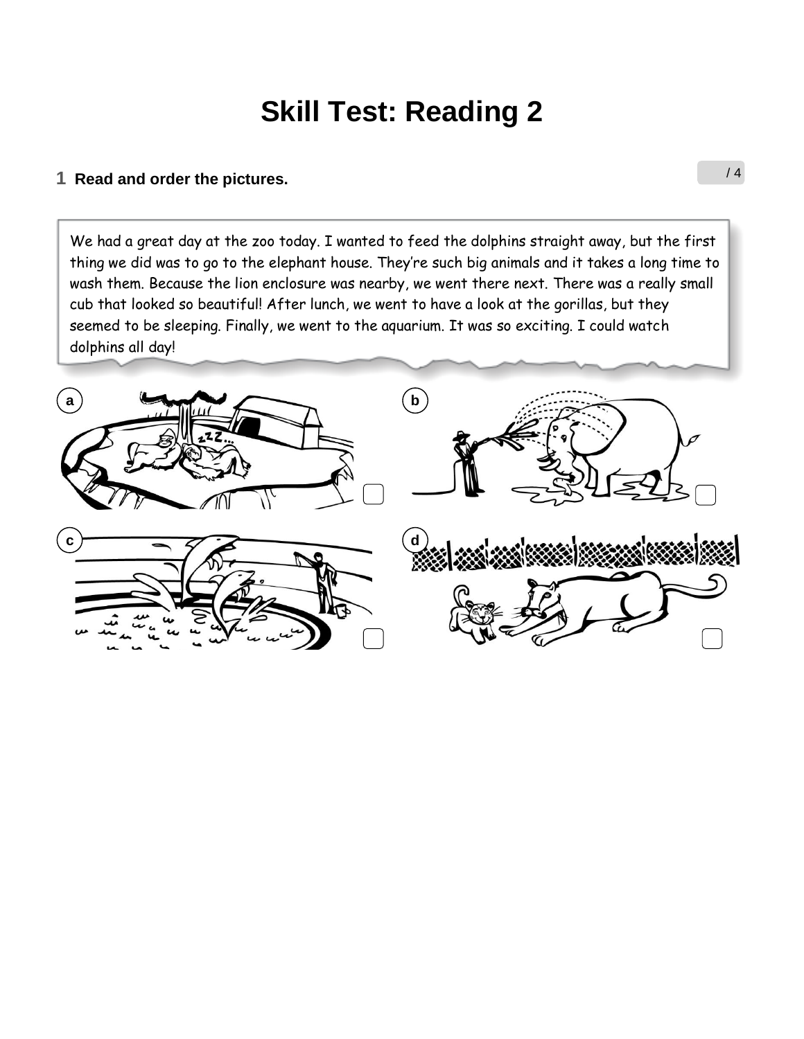# Skill Test: Reading 2

**1 Read and order the pictures.** / 4

We had a great day at the zoo today. I wanted to feed the dolphins straight away, but the first thing we did was to go to the elephant house. They're such big animals and it takes a long time to wash them. Because the lion enclosure was nearby, we went there next. There was a really small cub that looked so beautiful! After lunch, we went to have a look at the gorillas, but they seemed to be sleeping. Finally, we went to the aquarium. It was so exciting. I could watch dolphins all day!

a ☐

b ☐

c ☐

d ☐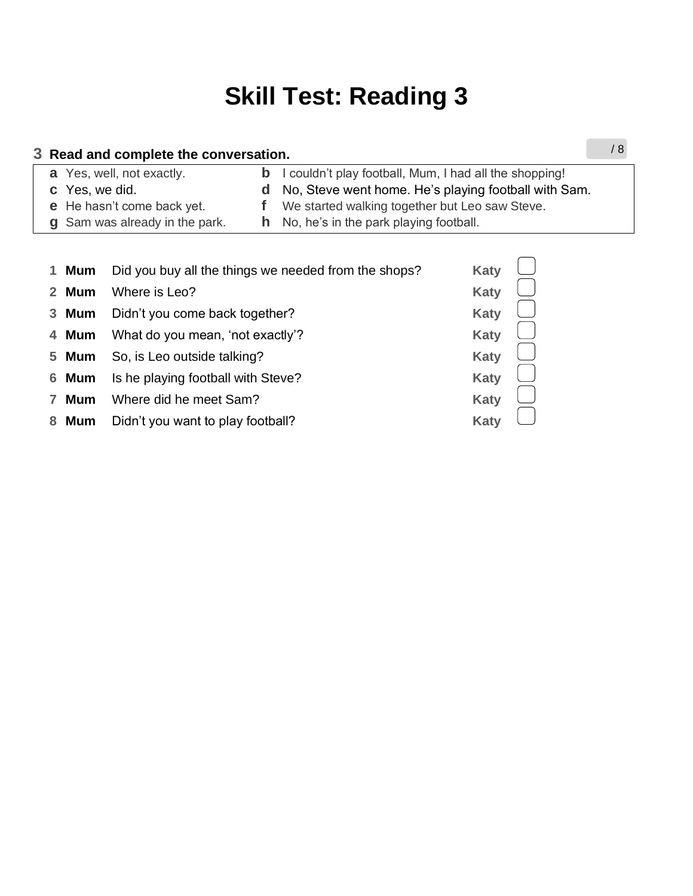# Skill Test: Reading 3

**3 Read and complete the conversation.** / 8

| | | | |
|---|---|---|---|
| **a** | Yes, well, not exactly. | **b** | I couldn't play football, Mum, I had all the shopping! |
| **c** | Yes, we did. | **d** | No, Steve went home. He's playing football with Sam. |
| **e** | He hasn't come back yet. | **f** | We started walking together but Leo saw Steve. |
| **g** | Sam was already in the park. | **h** | No, he's in the park playing football. |

1 **Mum** Did you buy all the things we needed from the shops? **Katy** ☐

2 **Mum** Where is Leo? **Katy** ☐

3 **Mum** Didn't you come back together? **Katy** ☐

4 **Mum** What do you mean, 'not exactly'? **Katy** ☐

5 **Mum** So, is Leo outside talking? **Katy** ☐

6 **Mum** Is he playing football with Steve? **Katy** ☐

7 **Mum** Where did he meet Sam? **Katy** ☐

8 **Mum** Didn't you want to play football? **Katy** ☐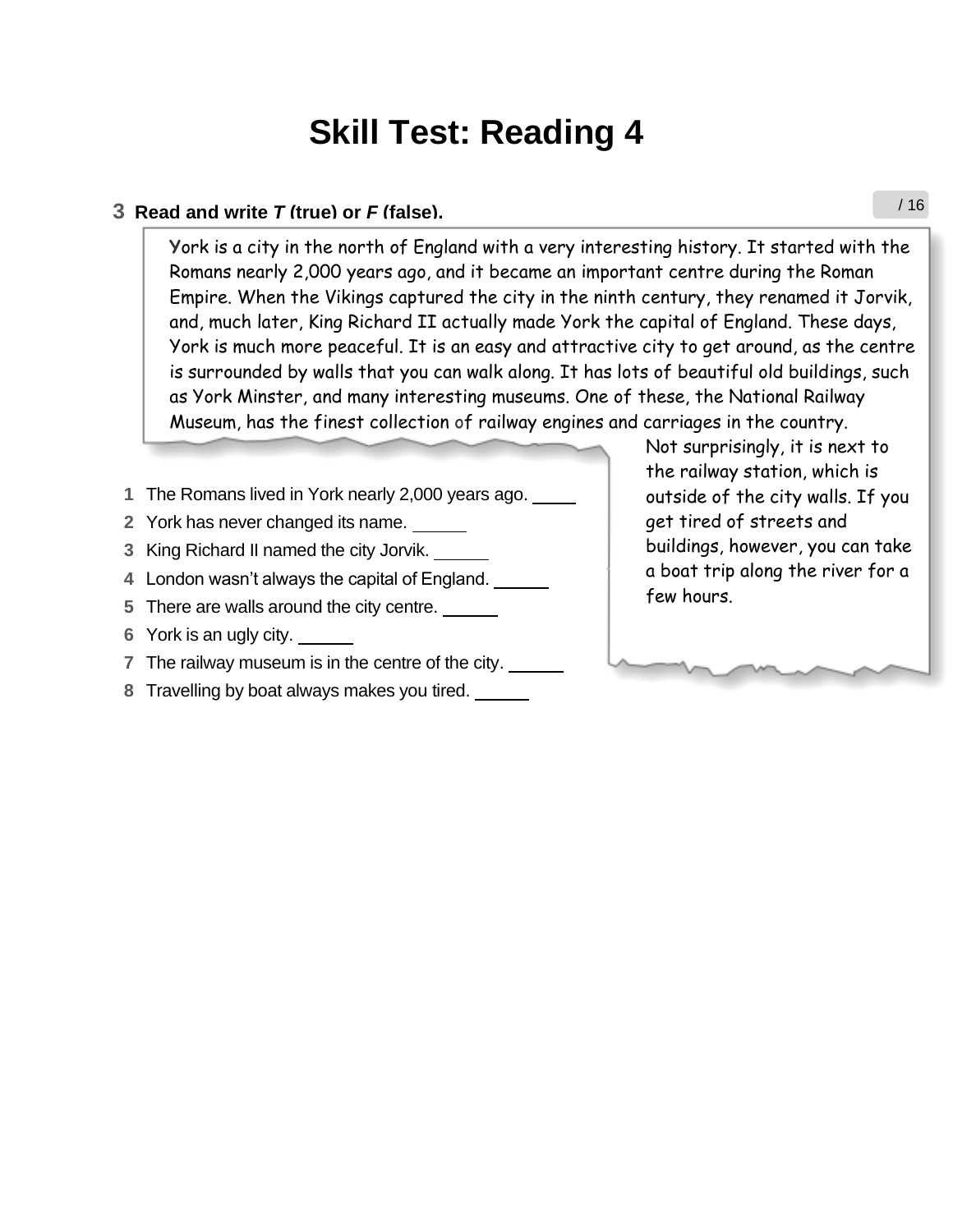# Skill Test: Reading 4

**3 Read and write *T* (true) or *F* (false).** / 16

York is a city in the north of England with a very interesting history. It started with the Romans nearly 2,000 years ago, and it became an important centre during the Roman Empire. When the Vikings captured the city in the ninth century, they renamed it Jorvik, and, much later, King Richard II actually made York the capital of England. These days, York is much more peaceful. It is an easy and attractive city to get around, as the centre is surrounded by walls that you can walk along. It has lots of beautiful old buildings, such as York Minster, and many interesting museums. One of these, the National Railway Museum, has the finest collection of railway engines and carriages in the country. Not surprisingly, it is next to the railway station, which is outside of the city walls. If you get tired of streets and buildings, however, you can take a boat trip along the river for a few hours.

1 The Romans lived in York nearly 2,000 years ago. ____

2 York has never changed its name. ______

3 King Richard II named the city Jorvik. ______

4 London wasn't always the capital of England. ______

5 There are walls around the city centre. ______

6 York is an ugly city. ______

7 The railway museum is in the centre of the city. ______

8 Travelling by boat always makes you tired. ______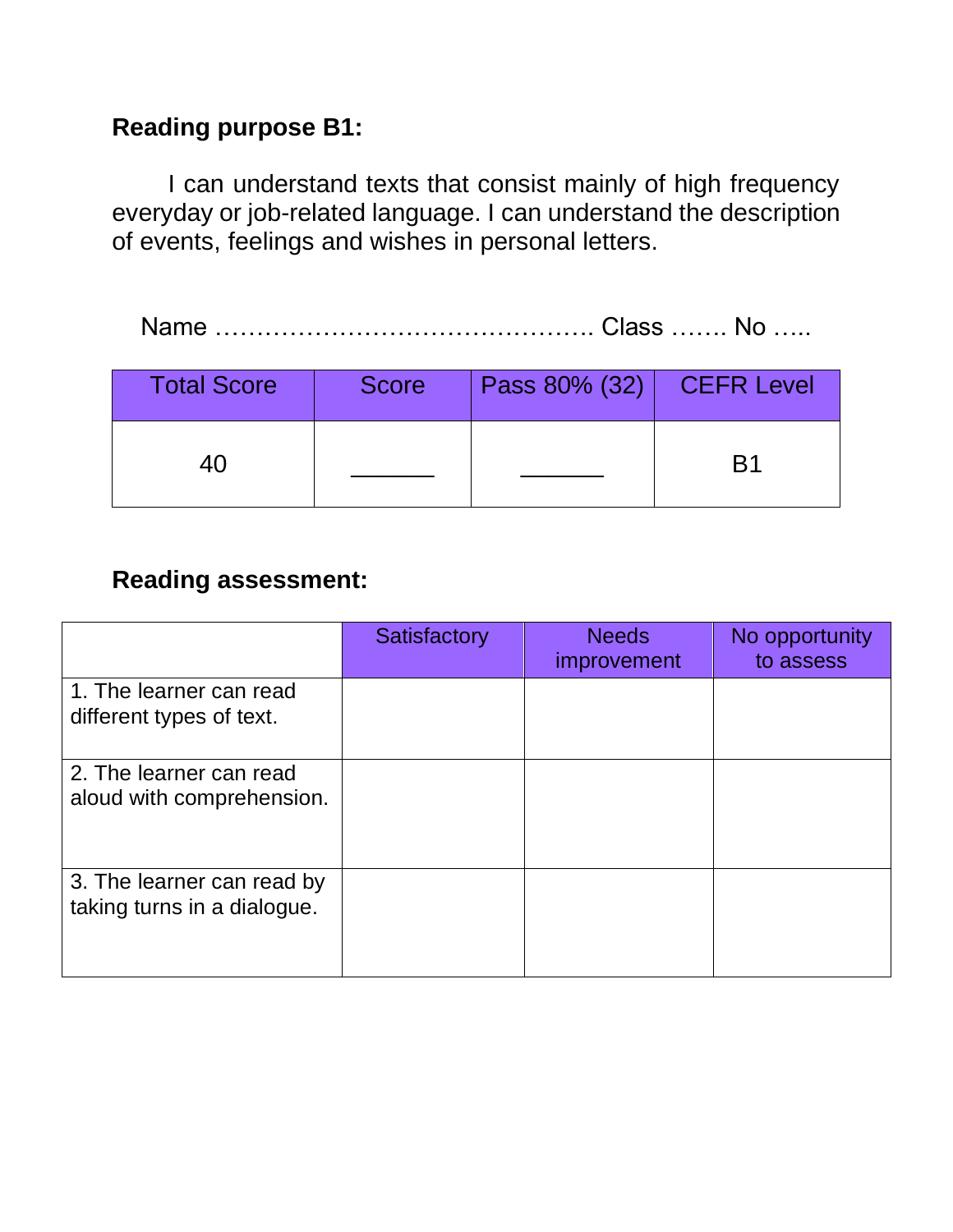**Reading purpose B1:**

I can understand texts that consist mainly of high frequency everyday or job-related language. I can understand the description of events, feelings and wishes in personal letters.

Name ………………………………………. Class ……. No …..

| Total Score | Score | Pass 80% (32) | CEFR Level |
|---|---|---|---|
| 40 | ______ | ______ | B1 |

**Reading assessment:**

| | Satisfactory | Needs improvement | No opportunity to assess |
|---|---|---|---|
| 1. The learner can read different types of text. | | | |
| 2. The learner can read aloud with comprehension. | | | |
| 3. The learner can read by taking turns in a dialogue. | | | |